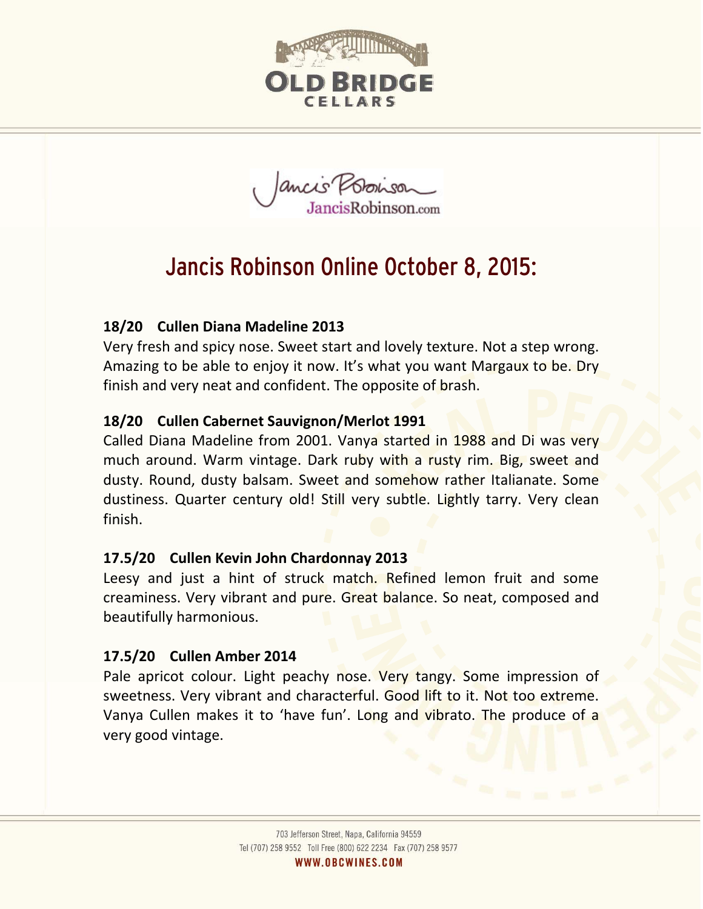# Jancis Robinson Online October 8, 2015:

**18/20 Cullen Diana Madeline 2013**

Very fresh and spicy nose. Sweet start and lovely texture. Not a step wrong. Amazing to be able to enjoy it now. It's what you want Margaux to be. Dry finish and very neat and confident. The opposite of brash.

**18/20 Cullen Cabernet Sauvignon/Merlot 1991**

Called Diana Madeline from 2001. Vanya started in 1988 and Di was very much around. Warm vintage. Dark ruby with a rusty rim. Big, sweet and dusty. Round, dusty balsam. Sweet and somehow rather Italianate. Some dustiness. Quarter century old! Still very subtle. Lightly tarry. Very clean finish.

**17.5/20 Cullen Kevin John Chardonnay 2013**

Leesy and just a hint of struck match. Refined lemon fruit and some creaminess. Very vibrant and pure. Great balance. So neat, composed and beautifully harmonious.

**17.5/20 Cullen Amber 2014**

Pale apricot colour. Light peachy nose. Very tangy. Some impression of sweetness. Very vibrant and characterful. Good lift to it. Not too extreme. Vanya Cullen makes it to 'have fun'. Long and vibrato. The produce of a very good vintage.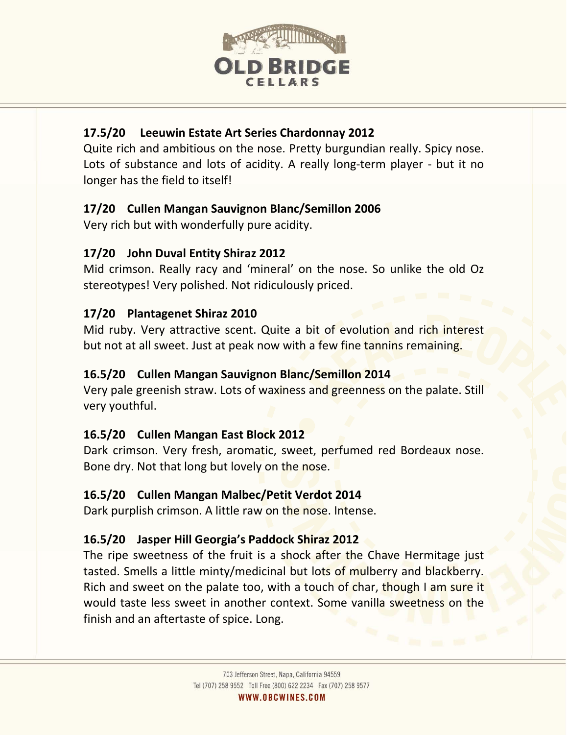**17.5/20 Leeuwin Estate Art Series Chardonnay 2012**

Quite rich and ambitious on the nose. Pretty burgundian really. Spicy nose. Lots of substance and lots of acidity. A really long-term player - but it no longer has the field to itself!

**17/20 Cullen Mangan Sauvignon Blanc/Semillon 2006**

Very rich but with wonderfully pure acidity.

**17/20 John Duval Entity Shiraz 2012**

Mid crimson. Really racy and 'mineral' on the nose. So unlike the old Oz stereotypes! Very polished. Not ridiculously priced.

**17/20 Plantagenet Shiraz 2010**

Mid ruby. Very attractive scent. Quite a bit of evolution and rich interest but not at all sweet. Just at peak now with a few fine tannins remaining.

**16.5/20 Cullen Mangan Sauvignon Blanc/Semillon 2014**

Very pale greenish straw. Lots of waxiness and greenness on the palate. Still very youthful.

**16.5/20 Cullen Mangan East Block 2012**

Dark crimson. Very fresh, aromatic, sweet, perfumed red Bordeaux nose. Bone dry. Not that long but lovely on the nose.

**16.5/20 Cullen Mangan Malbec/Petit Verdot 2014**

Dark purplish crimson. A little raw on the nose. Intense.

**16.5/20 Jasper Hill Georgia's Paddock Shiraz 2012**

The ripe sweetness of the fruit is a shock after the Chave Hermitage just tasted. Smells a little minty/medicinal but lots of mulberry and blackberry. Rich and sweet on the palate too, with a touch of char, though I am sure it would taste less sweet in another context. Some vanilla sweetness on the finish and an aftertaste of spice. Long.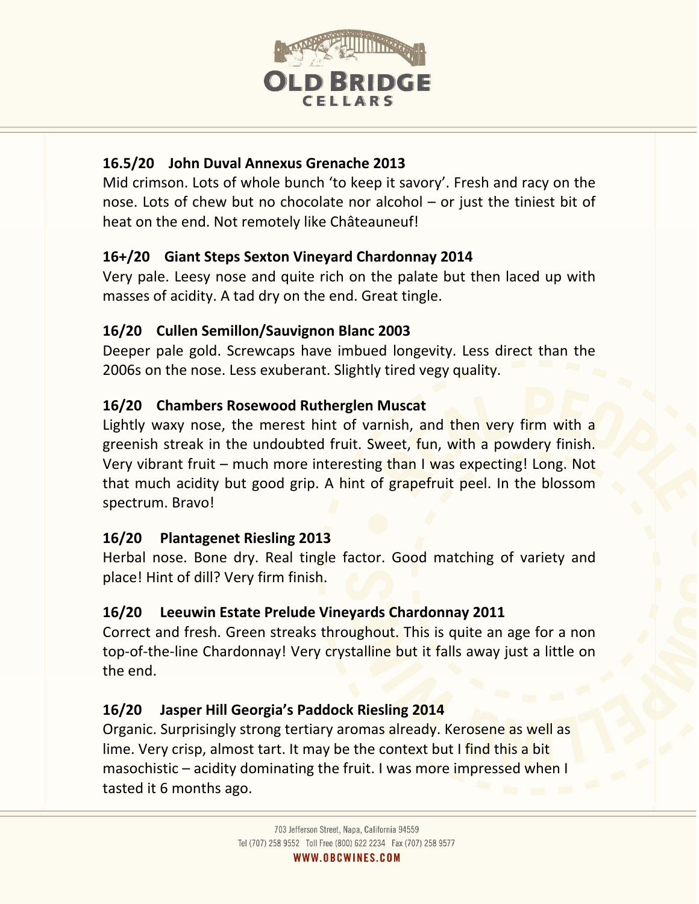### 16.5/20 John Duval Annexus Grenache 2013

Mid crimson. Lots of whole bunch 'to keep it savory'. Fresh and racy on the nose. Lots of chew but no chocolate nor alcohol – or just the tiniest bit of heat on the end. Not remotely like Châteauneuf!

### 16+/20 Giant Steps Sexton Vineyard Chardonnay 2014

Very pale. Leesy nose and quite rich on the palate but then laced up with masses of acidity. A tad dry on the end. Great tingle.

### 16/20 Cullen Semillon/Sauvignon Blanc 2003

Deeper pale gold. Screwcaps have imbued longevity. Less direct than the 2006s on the nose. Less exuberant. Slightly tired vegy quality.

### 16/20 Chambers Rosewood Rutherglen Muscat

Lightly waxy nose, the merest hint of varnish, and then very firm with a greenish streak in the undoubted fruit. Sweet, fun, with a powdery finish. Very vibrant fruit – much more interesting than I was expecting! Long. Not that much acidity but good grip. A hint of grapefruit peel. In the blossom spectrum. Bravo!

### 16/20 Plantagenet Riesling 2013

Herbal nose. Bone dry. Real tingle factor. Good matching of variety and place! Hint of dill? Very firm finish.

### 16/20 Leeuwin Estate Prelude Vineyards Chardonnay 2011

Correct and fresh. Green streaks throughout. This is quite an age for a non top-of-the-line Chardonnay! Very crystalline but it falls away just a little on the end.

### 16/20 Jasper Hill Georgia's Paddock Riesling 2014

Organic. Surprisingly strong tertiary aromas already. Kerosene as well as lime. Very crisp, almost tart. It may be the context but I find this a bit masochistic – acidity dominating the fruit. I was more impressed when I tasted it 6 months ago.